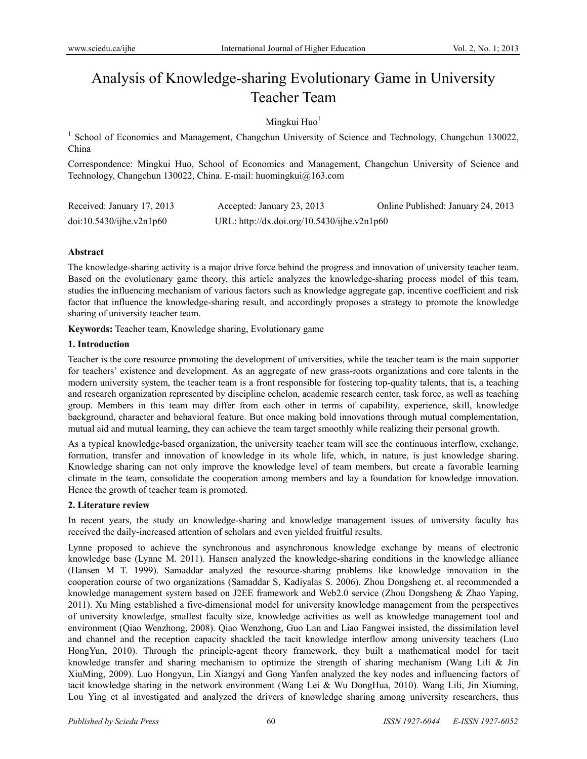# Analysis of Knowledge-sharing Evolutionary Game in University Teacher Team

Mingkui Huo[1]

[1] School of Economics and Management, Changchun University of Science and Technology, Changchun 130022, China

Correspondence: Mingkui Huo, School of Economics and Management, Changchun University of Science and Technology, Changchun 130022, China. E-mail: huomingkui@163.com

Received: January 17, 2013  Accepted: January 23, 2013  Online Published: January 24, 2013

doi:10.5430/ijhe.v2n1p60  URL: http://dx.doi.org/10.5430/ijhe.v2n1p60

**Abstract**

The knowledge-sharing activity is a major drive force behind the progress and innovation of university teacher team. Based on the evolutionary game theory, this article analyzes the knowledge-sharing process model of this team, studies the influencing mechanism of various factors such as knowledge aggregate gap, incentive coefficient and risk factor that influence the knowledge-sharing result, and accordingly proposes a strategy to promote the knowledge sharing of university teacher team.

**Keywords:** Teacher team, Knowledge sharing, Evolutionary game

## 1. Introduction

Teacher is the core resource promoting the development of universities, while the teacher team is the main supporter for teachers' existence and development. As an aggregate of new grass-roots organizations and core talents in the modern university system, the teacher team is a front responsible for fostering top-quality talents, that is, a teaching and research organization represented by discipline echelon, academic research center, task force, as well as teaching group. Members in this team may differ from each other in terms of capability, experience, skill, knowledge background, character and behavioral feature. But once making bold innovations through mutual complementation, mutual aid and mutual learning, they can achieve the team target smoothly while realizing their personal growth.

As a typical knowledge-based organization, the university teacher team will see the continuous interflow, exchange, formation, transfer and innovation of knowledge in its whole life, which, in nature, is just knowledge sharing. Knowledge sharing can not only improve the knowledge level of team members, but create a favorable learning climate in the team, consolidate the cooperation among members and lay a foundation for knowledge innovation. Hence the growth of teacher team is promoted.

## 2. Literature review

In recent years, the study on knowledge-sharing and knowledge management issues of university faculty has received the daily-increased attention of scholars and even yielded fruitful results.

Lynne proposed to achieve the synchronous and asynchronous knowledge exchange by means of electronic knowledge base (Lynne M. 2011). Hansen analyzed the knowledge-sharing conditions in the knowledge alliance (Hansen M T. 1999). Samaddar analyzed the resource-sharing problems like knowledge innovation in the cooperation course of two organizations (Samaddar S, Kadiyalas S. 2006). Zhou Dongsheng et. al recommended a knowledge management system based on J2EE framework and Web2.0 service (Zhou Dongsheng & Zhao Yaping, 2011). Xu Ming established a five-dimensional model for university knowledge management from the perspectives of university knowledge, smallest faculty size, knowledge activities as well as knowledge management tool and environment (Qiao Wenzhong, 2008). Qiao Wenzhong, Guo Lan and Liao Fangwei insisted, the dissimilation level and channel and the reception capacity shackled the tacit knowledge interflow among university teachers (Luo HongYun, 2010). Through the principle-agent theory framework, they built a mathematical model for tacit knowledge transfer and sharing mechanism to optimize the strength of sharing mechanism (Wang Lili & Jin XiuMing, 2009). Luo Hongyun, Lin Xiangyi and Gong Yanfen analyzed the key nodes and influencing factors of tacit knowledge sharing in the network environment (Wang Lei & Wu DongHua, 2010). Wang Lili, Jin Xiuming, Lou Ying et al investigated and analyzed the drivers of knowledge sharing among university researchers, thus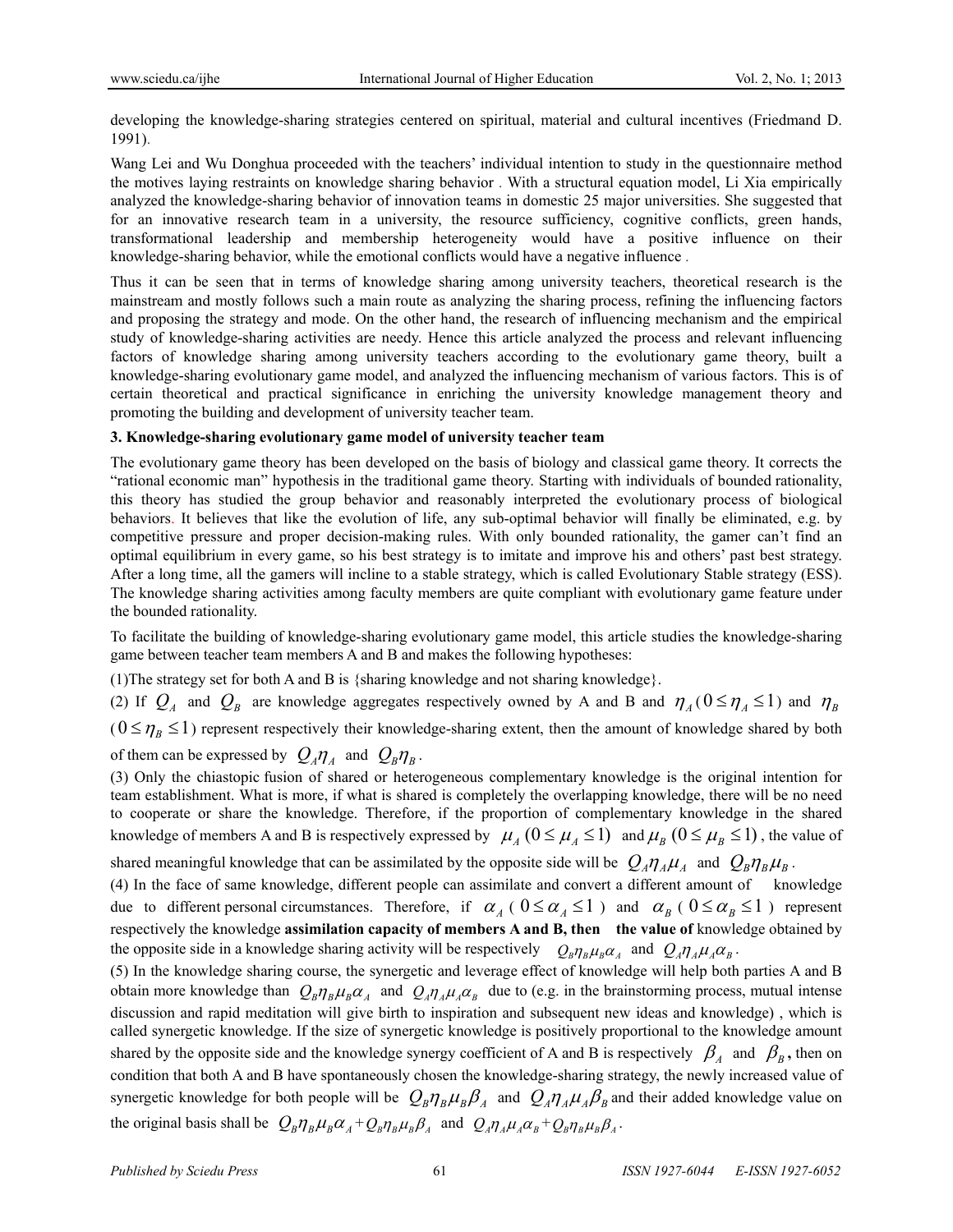developing the knowledge-sharing strategies centered on spiritual, material and cultural incentives (Friedmand D. 1991).

Wang Lei and Wu Donghua proceeded with the teachers' individual intention to study in the questionnaire method the motives laying restraints on knowledge sharing behavior . With a structural equation model, Li Xia empirically analyzed the knowledge-sharing behavior of innovation teams in domestic 25 major universities. She suggested that for an innovative research team in a university, the resource sufficiency, cognitive conflicts, green hands, transformational leadership and membership heterogeneity would have a positive influence on their knowledge-sharing behavior, while the emotional conflicts would have a negative influence .

Thus it can be seen that in terms of knowledge sharing among university teachers, theoretical research is the mainstream and mostly follows such a main route as analyzing the sharing process, refining the influencing factors and proposing the strategy and mode. On the other hand, the research of influencing mechanism and the empirical study of knowledge-sharing activities are needy. Hence this article analyzed the process and relevant influencing factors of knowledge sharing among university teachers according to the evolutionary game theory, built a knowledge-sharing evolutionary game model, and analyzed the influencing mechanism of various factors. This is of certain theoretical and practical significance in enriching the university knowledge management theory and promoting the building and development of university teacher team.

## 3. Knowledge-sharing evolutionary game model of university teacher team

The evolutionary game theory has been developed on the basis of biology and classical game theory. It corrects the "rational economic man" hypothesis in the traditional game theory. Starting with individuals of bounded rationality, this theory has studied the group behavior and reasonably interpreted the evolutionary process of biological behaviors. It believes that like the evolution of life, any sub-optimal behavior will finally be eliminated, e.g. by competitive pressure and proper decision-making rules. With only bounded rationality, the gamer can't find an optimal equilibrium in every game, so his best strategy is to imitate and improve his and others' past best strategy. After a long time, all the gamers will incline to a stable strategy, which is called Evolutionary Stable strategy (ESS). The knowledge sharing activities among faculty members are quite compliant with evolutionary game feature under the bounded rationality.

To facilitate the building of knowledge-sharing evolutionary game model, this article studies the knowledge-sharing game between teacher team members A and B and makes the following hypotheses:

(1)The strategy set for both A and B is {sharing knowledge and not sharing knowledge}.

(2) If $Q_A$ and $Q_B$ are knowledge aggregates respectively owned by A and B and $\eta_A (0 \leq \eta_A \leq 1)$ and $\eta_B$ $(0 \leq \eta_B \leq 1)$ represent respectively their knowledge-sharing extent, then the amount of knowledge shared by both of them can be expressed by $Q_A\eta_A$ and $Q_B\eta_B$.

(3) Only the chiastopic fusion of shared or heterogeneous complementary knowledge is the original intention for team establishment. What is more, if what is shared is completely the overlapping knowledge, there will be no need to cooperate or share the knowledge. Therefore, if the proportion of complementary knowledge in the shared knowledge of members A and B is respectively expressed by $\mu_A (0 \leq \mu_A \leq 1)$ and $\mu_B (0 \leq \mu_B \leq 1)$, the value of shared meaningful knowledge that can be assimilated by the opposite side will be $Q_A\eta_A\mu_A$ and $Q_B\eta_B\mu_B$.

(4) In the face of same knowledge, different people can assimilate and convert a different amount of knowledge due to different personal circumstances. Therefore, if $\alpha_A$ ( $0 \leq \alpha_A \leq 1$ ) and $\alpha_B$ ( $0 \leq \alpha_B \leq 1$ ) represent respectively the knowledge **assimilation capacity of members A and B, then the value of** knowledge obtained by the opposite side in a knowledge sharing activity will be respectively $Q_B\eta_B\mu_B\alpha_A$ and $Q_A\eta_A\mu_A\alpha_B$.

(5) In the knowledge sharing course, the synergetic and leverage effect of knowledge will help both parties A and B obtain more knowledge than $Q_B\eta_B\mu_B\alpha_A$ and $Q_A\eta_A\mu_A\alpha_B$ due to (e.g. in the brainstorming process, mutual intense discussion and rapid meditation will give birth to inspiration and subsequent new ideas and knowledge) , which is called synergetic knowledge. If the size of synergetic knowledge is positively proportional to the knowledge amount shared by the opposite side and the knowledge synergy coefficient of A and B is respectively $\beta_A$ and $\beta_B$, then on condition that both A and B have spontaneously chosen the knowledge-sharing strategy, the newly increased value of synergetic knowledge for both people will be $Q_B\eta_B\mu_B\beta_A$ and $Q_A\eta_A\mu_A\beta_B$ and their added knowledge value on the original basis shall be $Q_B\eta_B\mu_B\alpha_A + Q_B\eta_B\mu_B\beta_A$ and $Q_A\eta_A\mu_A\alpha_B + Q_B\eta_B\mu_B\beta_A$.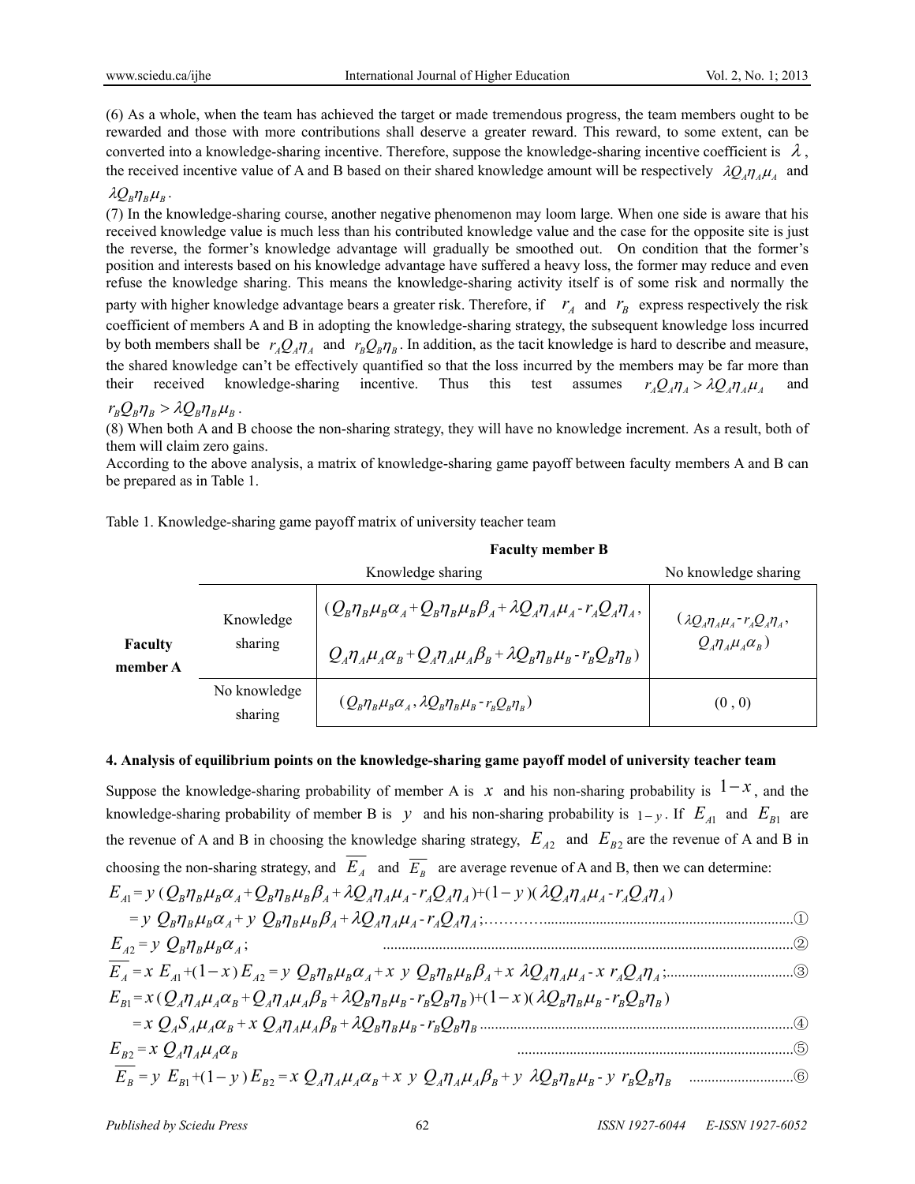(6) As a whole, when the team has achieved the target or made tremendous progress, the team members ought to be rewarded and those with more contributions shall deserve a greater reward. This reward, to some extent, can be converted into a knowledge-sharing incentive. Therefore, suppose the knowledge-sharing incentive coefficient is $\lambda$, the received incentive value of A and B based on their shared knowledge amount will be respectively $\lambda Q_A \eta_A \mu_A$ and $\lambda Q_B \eta_B \mu_B$.

(7) In the knowledge-sharing course, another negative phenomenon may loom large. When one side is aware that his received knowledge value is much less than his contributed knowledge value and the case for the opposite site is just the reverse, the former's knowledge advantage will gradually be smoothed out. On condition that the former's position and interests based on his knowledge advantage have suffered a heavy loss, the former may reduce and even refuse the knowledge sharing. This means the knowledge-sharing activity itself is of some risk and normally the party with higher knowledge advantage bears a greater risk. Therefore, if $r_A$ and $r_B$ express respectively the risk coefficient of members A and B in adopting the knowledge-sharing strategy, the subsequent knowledge loss incurred by both members shall be $r_A Q_A \eta_A$ and $r_B Q_B \eta_B$. In addition, as the tacit knowledge is hard to describe and measure, the shared knowledge can't be effectively quantified so that the loss incurred by the members may be far more than their received knowledge-sharing incentive. Thus this test assumes $r_A Q_A \eta_A > \lambda Q_A \eta_A \mu_A$ and $r_B Q_B \eta_B > \lambda Q_B \eta_B \mu_B$.

(8) When both A and B choose the non-sharing strategy, they will have no knowledge increment. As a result, both of them will claim zero gains.

According to the above analysis, a matrix of knowledge-sharing game payoff between faculty members A and B can be prepared as in Table 1.

Table 1. Knowledge-sharing game payoff matrix of university teacher team

| | | **Faculty member B** | |
|---|---|---|---|
| | | Knowledge sharing | No knowledge sharing |
| **Faculty member A** | Knowledge sharing | $(Q_B\eta_B\mu_B\alpha_A + Q_B\eta_B\mu_B\beta_A + \lambda Q_A\eta_A\mu_A - r_AQ_A\eta_A,$ $Q_A\eta_A\mu_A\alpha_B + Q_A\eta_A\mu_A\beta_B + \lambda Q_B\eta_B\mu_B - r_BQ_B\eta_B)$ | $(\lambda Q_A\eta_A\mu_A - r_AQ_A\eta_A,$ $Q_A\eta_A\mu_A\alpha_B)$ |
| | No knowledge sharing | $(Q_B\eta_B\mu_B\alpha_A, \lambda Q_B\eta_B\mu_B - r_BQ_B\eta_B)$ | (0 , 0) |

## 4. Analysis of equilibrium points on the knowledge-sharing game payoff model of university teacher team

Suppose the knowledge-sharing probability of member A is $x$ and his non-sharing probability is $1-x$, and the knowledge-sharing probability of member B is $y$ and his non-sharing probability is $1-y$. If $E_{A1}$ and $E_{B1}$ are the revenue of A and B in choosing the knowledge sharing strategy, $E_{A2}$ and $E_{B2}$ are the revenue of A and B in choosing the non-sharing strategy, and $\overline{E_A}$ and $\overline{E_B}$ are average revenue of A and B, then we can determine:

$$E_{A1} = y\,(Q_B\eta_B\mu_B\alpha_A + Q_B\eta_B\mu_B\beta_A + \lambda Q_A\eta_A\mu_A - r_AQ_A\eta_A) + (1-y)(\lambda Q_A\eta_A\mu_A - r_AQ_A\eta_A)$$
$$= y\,Q_B\eta_B\mu_B\alpha_A + y\,Q_B\eta_B\mu_B\beta_A + \lambda Q_A\eta_A\mu_A - r_AQ_A\eta_A; \quad \text{①}$$

$$E_{A2} = y\,Q_B\eta_B\mu_B\alpha_A; \quad \text{②}$$

$$\overline{E_A} = x\,E_{A1} + (1-x)\,E_{A2} = y\,Q_B\eta_B\mu_B\alpha_A + x\,y\,Q_B\eta_B\mu_B\beta_A + x\,\lambda Q_A\eta_A\mu_A - x\,r_AQ_A\eta_A; \quad \text{③}$$

$$E_{B1} = x\,(Q_A\eta_A\mu_A\alpha_B + Q_A\eta_A\mu_A\beta_B + \lambda Q_B\eta_B\mu_B - r_BQ_B\eta_B) + (1-x)(\lambda Q_B\eta_B\mu_B - r_BQ_B\eta_B)$$
$$= x\,Q_AS_A\mu_A\alpha_B + x\,Q_A\eta_A\mu_A\beta_B + \lambda Q_B\eta_B\mu_B - r_BQ_B\eta_B \quad \text{④}$$

$$E_{B2} = x\,Q_A\eta_A\mu_A\alpha_B \quad \text{⑤}$$

$$\overline{E_B} = y\,E_{B1} + (1-y)\,E_{B2} = x\,Q_A\eta_A\mu_A\alpha_B + x\,y\,Q_A\eta_A\mu_A\beta_B + y\,\lambda Q_B\eta_B\mu_B - y\,r_BQ_B\eta_B \quad \text{⑥}$$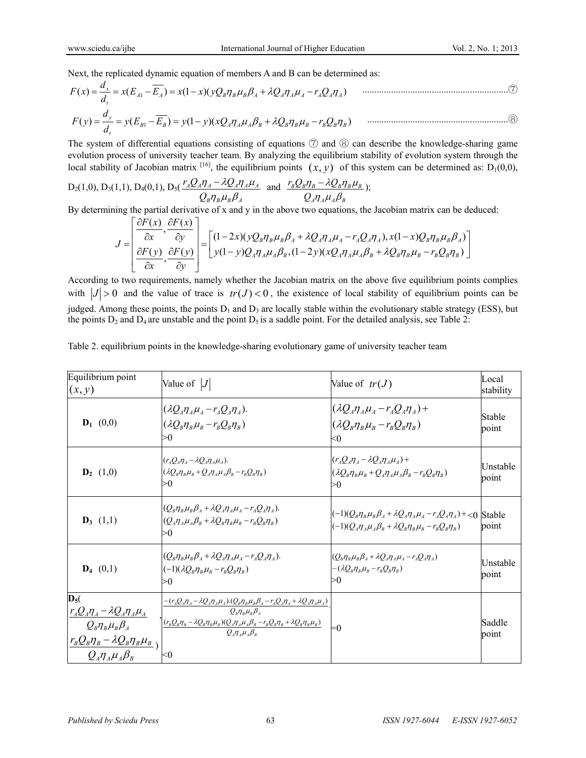Next, the replicated dynamic equation of members A and B can be determined as:

$$F(x)=\frac{d_x}{d_t}=x(E_{A1}-\overline{E_A})=x(1-x)(yQ_B\eta_B\mu_B\beta_A+\lambda Q_A\eta_A\mu_A-r_AQ_A\eta_A) \quad \text{⑦}$$

$$F(y)=\frac{d_y}{d_t}=y(E_{B1}-\overline{E_B})=y(1-y)(xQ_A\eta_A\mu_A\beta_B+\lambda Q_B\eta_B\mu_B-r_BQ_B\eta_B) \quad \text{⑧}$$

The system of differential equations consisting of equations ⑦ and ⑧ can describe the knowledge-sharing game evolution process of university teacher team. By analyzing the equilibrium stability of evolution system through the local stability of Jacobian matrix [16], the equilibrium points $(x,y)$ of this system can be determined as: $D_1(0,0)$, $D_2(1,0)$, $D_3(1,1)$, $D_4(0,1)$, $D_5(\frac{r_AQ_A\eta_A-\lambda Q_A\eta_A\mu_A}{Q_B\eta_B\mu_B\beta_A}$ and $\frac{r_BQ_B\eta_B-\lambda Q_B\eta_B\mu_B}{Q_A\eta_A\mu_A\beta_B})$;

By determining the partial derivative of x and y in the above two equations, the Jacobian matrix can be deduced:

$$J=\begin{bmatrix}\frac{\partial F(x)}{\partial x},\frac{\partial F(x)}{\partial y}\\ \frac{\partial F(y)}{\partial x},\frac{\partial F(y)}{\partial y}\end{bmatrix}=\begin{bmatrix}(1-2x)(yQ_B\eta_B\mu_B\beta_A+\lambda Q_A\eta_A\mu_A-r_AQ_A\eta_A),x(1-x)Q_B\eta_B\mu_B\beta_A\\ y(1-y)Q_A\eta_A\mu_A\beta_B,(1-2y)(xQ_A\eta_A\mu_A\beta_B+\lambda Q_B\eta_B\mu_B-r_BQ_B\eta_B)\end{bmatrix}$$

According to two requirements, namely whether the Jacobian matrix on the above five equilibrium points complies with $|J|>0$ and the value of trace is $tr(J)<0$, the existence of local stability of equilibrium points can be judged. Among these points, the points $D_1$ and $D_3$ are locally stable within the evolutionary stable strategy (ESS), but the points $D_2$ and $D_4$ are unstable and the point $D_5$ is a saddle point. For the detailed analysis, see Table 2:

Table 2. equilibrium points in the knowledge-sharing evolutionary game of university teacher team

| Equilibrium point $(x,y)$ | Value of $\lvert J\rvert$ | Value of $tr(J)$ | Local stability |
|---|---|---|---|
| **$D_1$** (0,0) | $(\lambda Q_A\eta_A\mu_A-r_AQ_A\eta_A)\cdot(\lambda Q_B\eta_B\mu_B-r_BQ_B\eta_B)>0$ | $(\lambda Q_A\eta_A\mu_A-r_AQ_A\eta_A)+(\lambda Q_B\eta_B\mu_B-r_BQ_B\eta_B)<0$ | Stable point |
| **$D_2$** (1,0) | $(r_AQ_A\eta_A-\lambda Q_A\eta_A\mu_A)\cdot(\lambda Q_B\eta_B\mu_B+Q_A\eta_A\mu_A\beta_B-r_BQ_B\eta_B)>0$ | $(r_AQ_A\eta_A-\lambda Q_A\eta_A\mu_A)+(\lambda Q_B\eta_B\mu_B+Q_A\eta_A\mu_A\beta_B-r_BQ_B\eta_B)>0$ | Unstable point |
| **$D_3$** (1,1) | $(Q_B\eta_B\mu_B\beta_A+\lambda Q_A\eta_A\mu_A-r_AQ_A\eta_A)\cdot(Q_A\eta_A\mu_A\beta_B+\lambda Q_B\eta_B\mu_B-r_BQ_B\eta_B)>0$ | $(-1)(Q_B\eta_B\mu_B\beta_A+\lambda Q_A\eta_A\mu_A-r_AQ_A\eta_A)+(-1)(Q_A\eta_A\mu_A\beta_B+\lambda Q_B\eta_B\mu_B-r_BQ_B\eta_B)<0$ | Stable point |
| **$D_4$** (0,1) | $(Q_B\eta_B\mu_B\beta_A+\lambda Q_A\eta_A\mu_A-r_AQ_A\eta_A)\cdot(-1)(\lambda Q_B\eta_B\mu_B-r_BQ_B\eta_B)>0$ | $(Q_B\eta_B\mu_B\beta_A+\lambda Q_A\eta_A\mu_A-r_AQ_A\eta_A)-(\lambda Q_B\eta_B\mu_B-r_BQ_B\eta_B)>0$ | Unstable point |
| **$D_5$**$(\frac{r_AQ_A\eta_A-\lambda Q_A\eta_A\mu_A}{Q_B\eta_B\mu_B\beta_A},\frac{r_BQ_B\eta_B-\lambda Q_B\eta_B\mu_B}{Q_A\eta_A\mu_A\beta_B})$ | $\frac{-(r_AQ_A\eta_A-\lambda Q_A\eta_A\mu_A)\cdot(Q_B\eta_B\mu_B\beta_A-r_AQ_A\eta_A+\lambda Q_A\eta_A\mu_A)}{Q_B\eta_B\mu_B\beta_A}\cdot\frac{(r_BQ_B\eta_B-\lambda Q_B\eta_B\mu_B)(Q_A\eta_A\mu_A\beta_B-r_BQ_B\eta_B+\lambda Q_B\eta_B\mu_B)}{Q_A\eta_A\mu_A\beta_B}<0$ | $=0$ | Saddle point |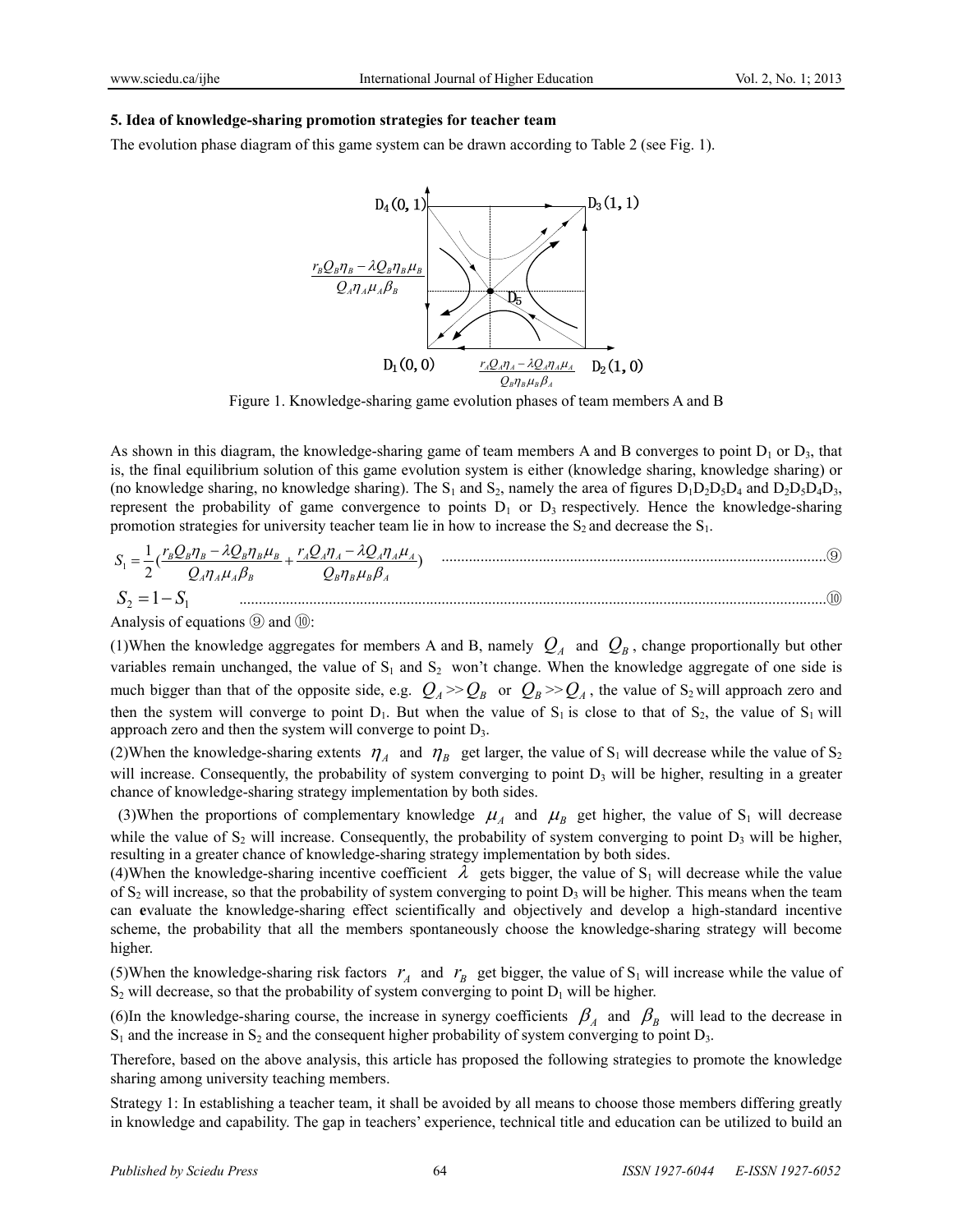## 5. Idea of knowledge-sharing promotion strategies for teacher team

The evolution phase diagram of this game system can be drawn according to Table 2 (see Fig. 1).

Figure 1. Knowledge-sharing game evolution phases of team members A and B

As shown in this diagram, the knowledge-sharing game of team members A and B converges to point $D_1$ or $D_3$, that is, the final equilibrium solution of this game evolution system is either (knowledge sharing, knowledge sharing) or (no knowledge sharing, no knowledge sharing). The $S_1$ and $S_2$, namely the area of figures $D_1D_2D_5D_4$ and $D_2D_5D_4D_3$, represent the probability of game convergence to points $D_1$ or $D_3$ respectively. Hence the knowledge-sharing promotion strategies for university teacher team lie in how to increase the $S_2$ and decrease the $S_1$.

$$S_1 = \frac{1}{2}\left(\frac{r_B Q_B \eta_B - \lambda Q_B \eta_B \mu_B}{Q_A \eta_A \mu_A \beta_B} + \frac{r_A Q_A \eta_A - \lambda Q_A \eta_A \mu_A}{Q_B \eta_B \mu_B \beta_A}\right) \quad ⑨$$

$$S_2 = 1 - S_1 \quad ⑩$$

Analysis of equations ⑨ and ⑩:

(1)When the knowledge aggregates for members A and B, namely $Q_A$ and $Q_B$, change proportionally but other variables remain unchanged, the value of $S_1$ and $S_2$ won't change. When the knowledge aggregate of one side is much bigger than that of the opposite side, e.g. $Q_A >> Q_B$ or $Q_B >> Q_A$, the value of $S_2$ will approach zero and then the system will converge to point $D_1$. But when the value of $S_1$ is close to that of $S_2$, the value of $S_1$ will approach zero and then the system will converge to point $D_3$.

(2)When the knowledge-sharing extents $\eta_A$ and $\eta_B$ get larger, the value of $S_1$ will decrease while the value of $S_2$ will increase. Consequently, the probability of system converging to point $D_3$ will be higher, resulting in a greater chance of knowledge-sharing strategy implementation by both sides.

(3)When the proportions of complementary knowledge $\mu_A$ and $\mu_B$ get higher, the value of $S_1$ will decrease while the value of $S_2$ will increase. Consequently, the probability of system converging to point $D_3$ will be higher, resulting in a greater chance of knowledge-sharing strategy implementation by both sides.

(4)When the knowledge-sharing incentive coefficient $\lambda$ gets bigger, the value of $S_1$ will decrease while the value of $S_2$ will increase, so that the probability of system converging to point $D_3$ will be higher. This means when the team can evaluate the knowledge-sharing effect scientifically and objectively and develop a high-standard incentive scheme, the probability that all the members spontaneously choose the knowledge-sharing strategy will become higher.

(5)When the knowledge-sharing risk factors $r_A$ and $r_B$ get bigger, the value of $S_1$ will increase while the value of $S_2$ will decrease, so that the probability of system converging to point $D_1$ will be higher.

(6)In the knowledge-sharing course, the increase in synergy coefficients $\beta_A$ and $\beta_B$ will lead to the decrease in $S_1$ and the increase in $S_2$ and the consequent higher probability of system converging to point $D_3$.

Therefore, based on the above analysis, this article has proposed the following strategies to promote the knowledge sharing among university teaching members.

Strategy 1: In establishing a teacher team, it shall be avoided by all means to choose those members differing greatly in knowledge and capability. The gap in teachers' experience, technical title and education can be utilized to build an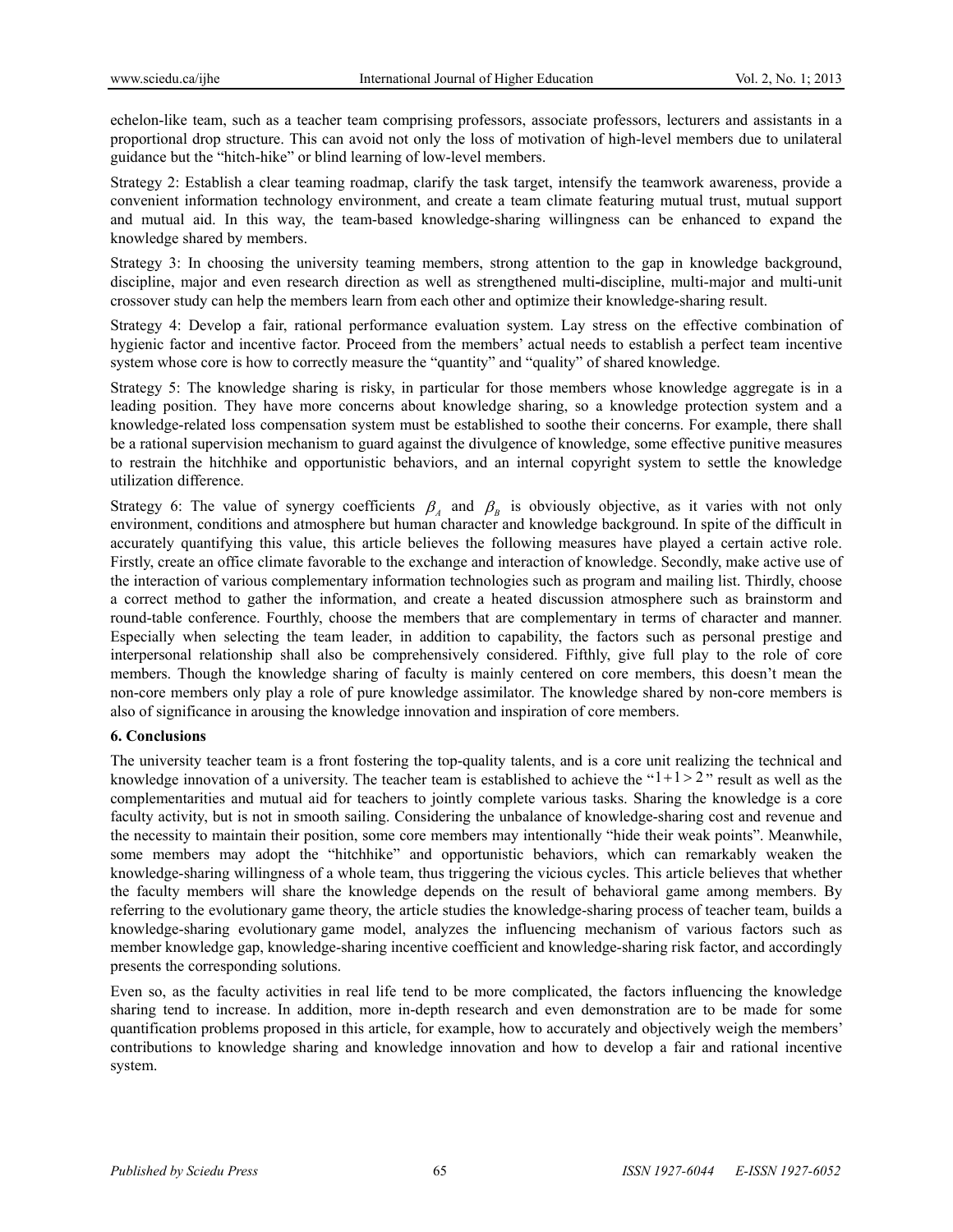echelon-like team, such as a teacher team comprising professors, associate professors, lecturers and assistants in a proportional drop structure. This can avoid not only the loss of motivation of high-level members due to unilateral guidance but the "hitch-hike" or blind learning of low-level members.

Strategy 2: Establish a clear teaming roadmap, clarify the task target, intensify the teamwork awareness, provide a convenient information technology environment, and create a team climate featuring mutual trust, mutual support and mutual aid. In this way, the team-based knowledge-sharing willingness can be enhanced to expand the knowledge shared by members.

Strategy 3: In choosing the university teaming members, strong attention to the gap in knowledge background, discipline, major and even research direction as well as strengthened multi-discipline, multi-major and multi-unit crossover study can help the members learn from each other and optimize their knowledge-sharing result.

Strategy 4: Develop a fair, rational performance evaluation system. Lay stress on the effective combination of hygienic factor and incentive factor. Proceed from the members' actual needs to establish a perfect team incentive system whose core is how to correctly measure the "quantity" and "quality" of shared knowledge.

Strategy 5: The knowledge sharing is risky, in particular for those members whose knowledge aggregate is in a leading position. They have more concerns about knowledge sharing, so a knowledge protection system and a knowledge-related loss compensation system must be established to soothe their concerns. For example, there shall be a rational supervision mechanism to guard against the divulgence of knowledge, some effective punitive measures to restrain the hitchhike and opportunistic behaviors, and an internal copyright system to settle the knowledge utilization difference.

Strategy 6: The value of synergy coefficients $\beta_A$ and $\beta_B$ is obviously objective, as it varies with not only environment, conditions and atmosphere but human character and knowledge background. In spite of the difficult in accurately quantifying this value, this article believes the following measures have played a certain active role. Firstly, create an office climate favorable to the exchange and interaction of knowledge. Secondly, make active use of the interaction of various complementary information technologies such as program and mailing list. Thirdly, choose a correct method to gather the information, and create a heated discussion atmosphere such as brainstorm and round-table conference. Fourthly, choose the members that are complementary in terms of character and manner. Especially when selecting the team leader, in addition to capability, the factors such as personal prestige and interpersonal relationship shall also be comprehensively considered. Fifthly, give full play to the role of core members. Though the knowledge sharing of faculty is mainly centered on core members, this doesn't mean the non-core members only play a role of pure knowledge assimilator. The knowledge shared by non-core members is also of significance in arousing the knowledge innovation and inspiration of core members.

## 6. Conclusions

The university teacher team is a front fostering the top-quality talents, and is a core unit realizing the technical and knowledge innovation of a university. The teacher team is established to achieve the "$1+1>2$" result as well as the complementarities and mutual aid for teachers to jointly complete various tasks. Sharing the knowledge is a core faculty activity, but is not in smooth sailing. Considering the unbalance of knowledge-sharing cost and revenue and the necessity to maintain their position, some core members may intentionally "hide their weak points". Meanwhile, some members may adopt the "hitchhike" and opportunistic behaviors, which can remarkably weaken the knowledge-sharing willingness of a whole team, thus triggering the vicious cycles. This article believes that whether the faculty members will share the knowledge depends on the result of behavioral game among members. By referring to the evolutionary game theory, the article studies the knowledge-sharing process of teacher team, builds a knowledge-sharing evolutionary game model, analyzes the influencing mechanism of various factors such as member knowledge gap, knowledge-sharing incentive coefficient and knowledge-sharing risk factor, and accordingly presents the corresponding solutions.

Even so, as the faculty activities in real life tend to be more complicated, the factors influencing the knowledge sharing tend to increase. In addition, more in-depth research and even demonstration are to be made for some quantification problems proposed in this article, for example, how to accurately and objectively weigh the members' contributions to knowledge sharing and knowledge innovation and how to develop a fair and rational incentive system.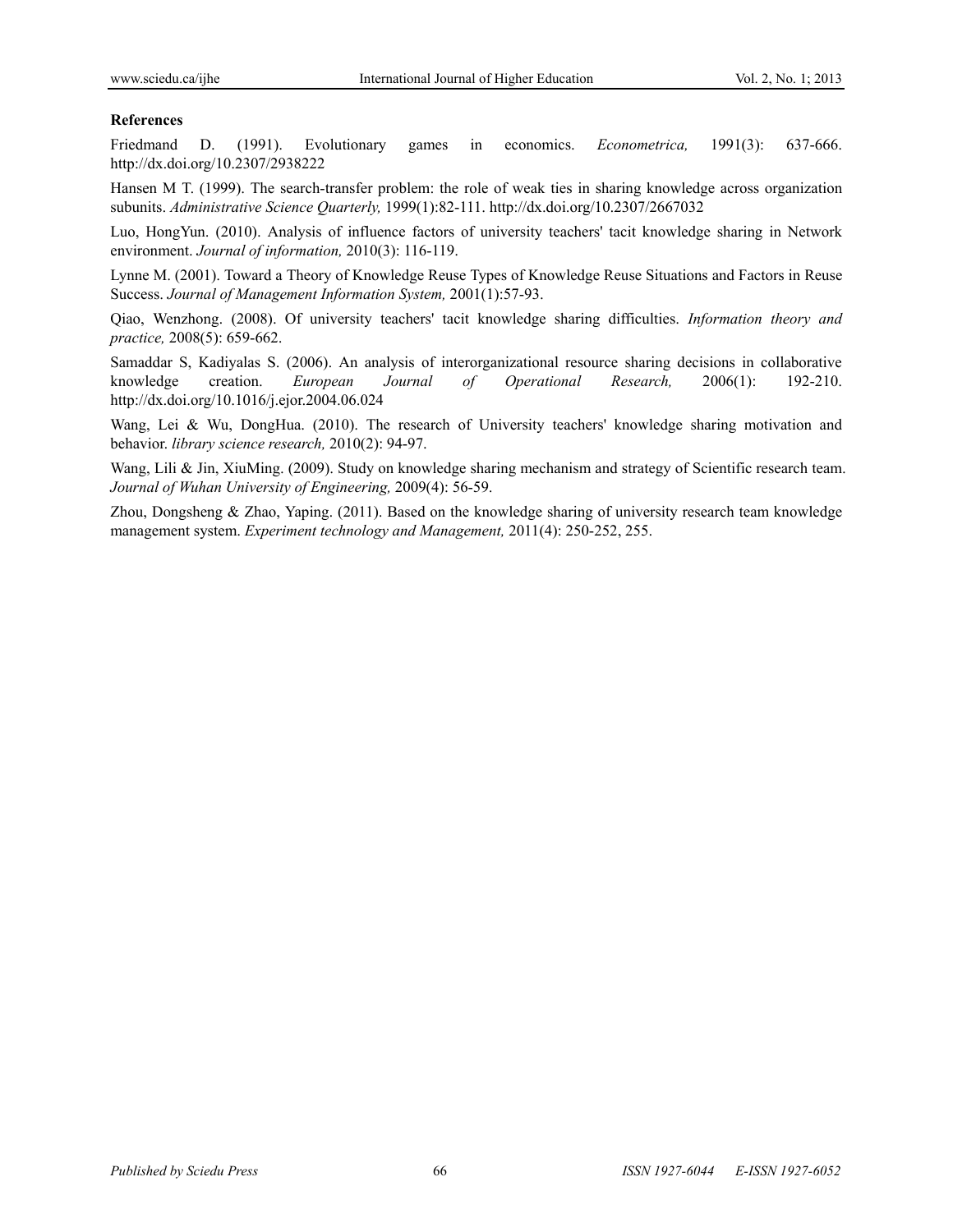**References**

Friedmand D. (1991). Evolutionary games in economics. *Econometrica,* 1991(3): 637-666. http://dx.doi.org/10.2307/2938222

Hansen M T. (1999). The search-transfer problem: the role of weak ties in sharing knowledge across organization subunits. *Administrative Science Quarterly,* 1999(1):82-111. http://dx.doi.org/10.2307/2667032

Luo, HongYun. (2010). Analysis of influence factors of university teachers' tacit knowledge sharing in Network environment. *Journal of information,* 2010(3): 116-119.

Lynne M. (2001). Toward a Theory of Knowledge Reuse Types of Knowledge Reuse Situations and Factors in Reuse Success. *Journal of Management Information System,* 2001(1):57-93.

Qiao, Wenzhong. (2008). Of university teachers' tacit knowledge sharing difficulties. *Information theory and practice,* 2008(5): 659-662.

Samaddar S, Kadiyalas S. (2006). An analysis of interorganizational resource sharing decisions in collaborative knowledge creation. *European Journal of Operational Research,* 2006(1): 192-210. http://dx.doi.org/10.1016/j.ejor.2004.06.024

Wang, Lei & Wu, DongHua. (2010). The research of University teachers' knowledge sharing motivation and behavior. *library science research,* 2010(2): 94-97.

Wang, Lili & Jin, XiuMing. (2009). Study on knowledge sharing mechanism and strategy of Scientific research team. *Journal of Wuhan University of Engineering,* 2009(4): 56-59.

Zhou, Dongsheng & Zhao, Yaping. (2011). Based on the knowledge sharing of university research team knowledge management system. *Experiment technology and Management,* 2011(4): 250-252, 255.